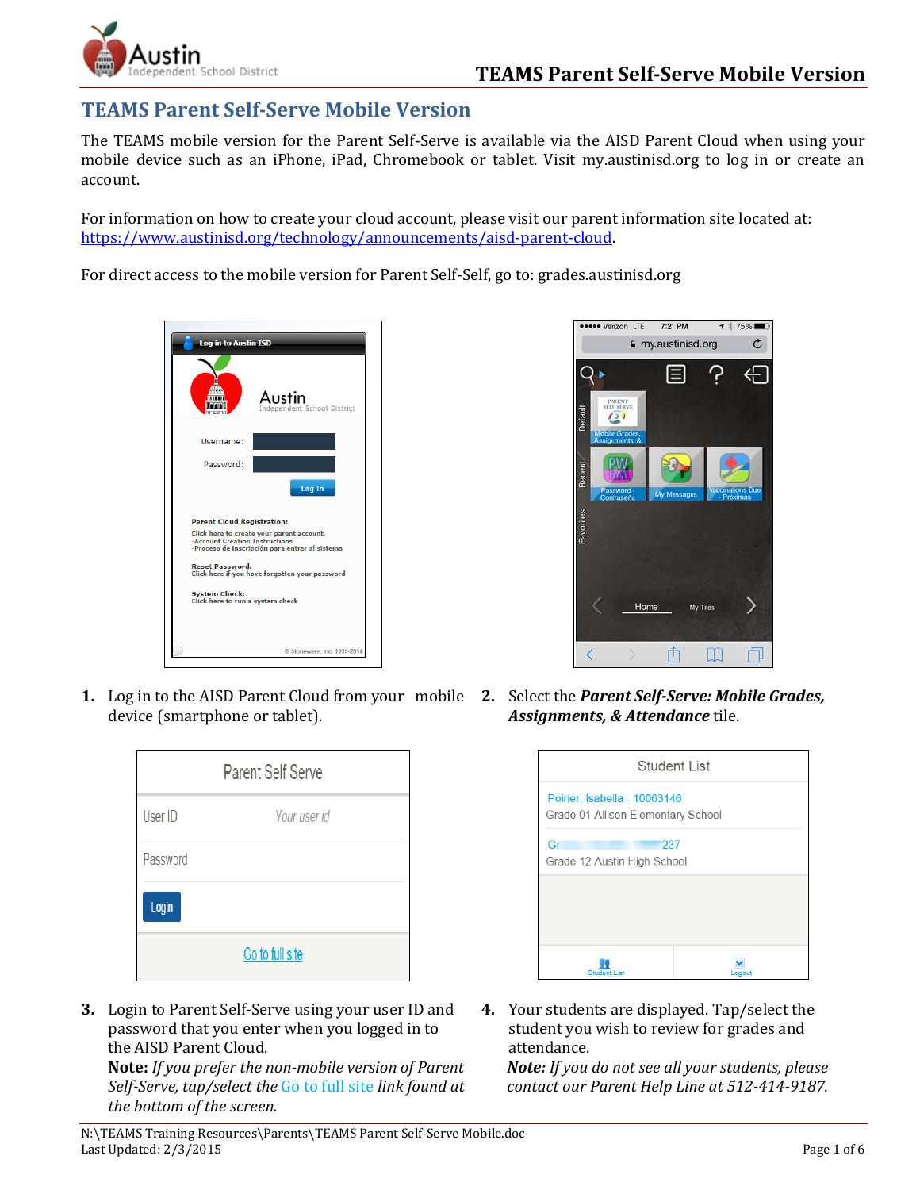## TEAMS Parent Self-Serve Mobile Version

The TEAMS mobile version for the Parent Self-Serve is available via the AISD Parent Cloud when using your mobile device such as an iPhone, iPad, Chromebook or tablet. Visit my.austinisd.org to log in or create an account.

For information on how to create your cloud account, please visit our parent information site located at: https://www.austinisd.org/technology/announcements/aisd-parent-cloud.

For direct access to the mobile version for Parent Self-Self, go to: grades.austinisd.org

1. Log in to the AISD Parent Cloud from your mobile device (smartphone or tablet).

2. Select the ***Parent Self-Serve: Mobile Grades, Assignments, & Attendance*** tile.

3. Login to Parent Self-Serve using your user ID and password that you enter when you logged in to the AISD Parent Cloud.
   **Note:** *If you prefer the non-mobile version of Parent Self-Serve, tap/select the Go to full site link found at the bottom of the screen.*

4. Your students are displayed. Tap/select the student you wish to review for grades and attendance.
   ***Note:*** *If you do not see all your students, please contact our Parent Help Line at 512-414-9187.*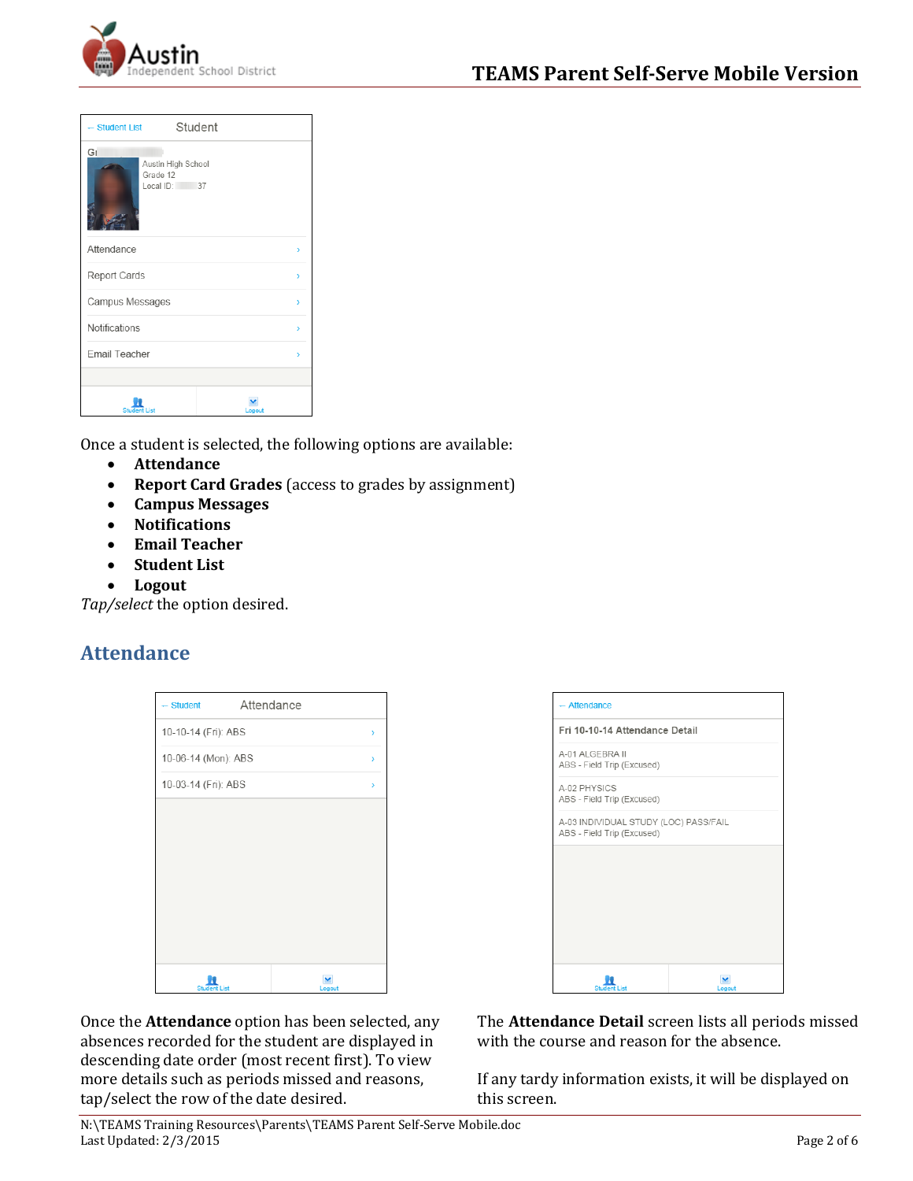Once a student is selected, the following options are available:

- **Attendance**
- **Report Card Grades** (access to grades by assignment)
- **Campus Messages**
- **Notifications**
- **Email Teacher**
- **Student List**
- **Logout**

*Tap/select* the option desired.

## Attendance

Once the **Attendance** option has been selected, any absences recorded for the student are displayed in descending date order (most recent first). To view more details such as periods missed and reasons, tap/select the row of the date desired.

The **Attendance Detail** screen lists all periods missed with the course and reason for the absence.

If any tardy information exists, it will be displayed on this screen.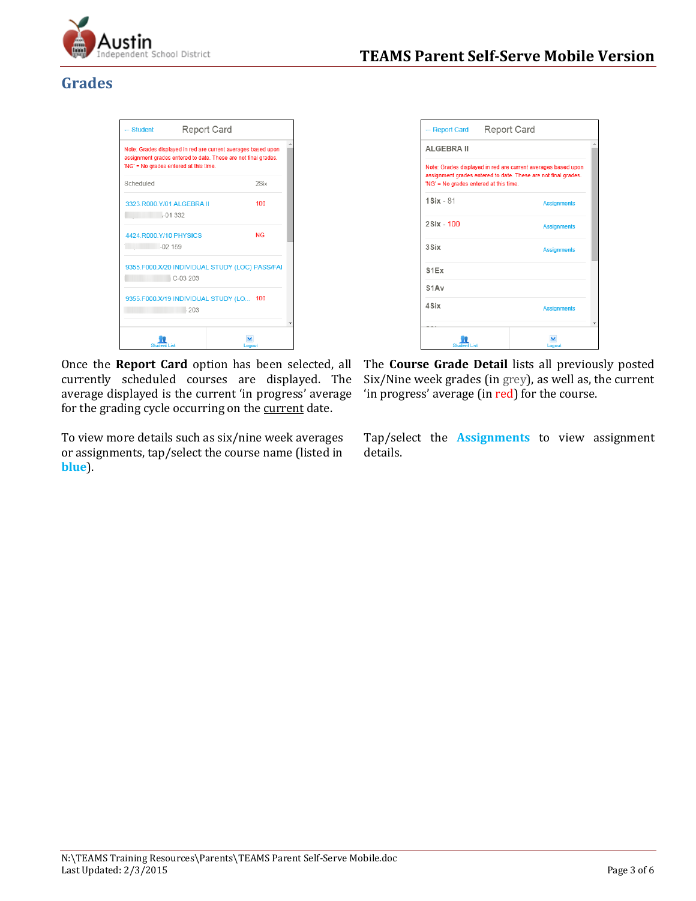## Grades

Once the **Report Card** option has been selected, all currently scheduled courses are displayed. The average displayed is the current 'in progress' average for the grading cycle occurring on the current date.

To view more details such as six/nine week averages or assignments, tap/select the course name (listed in **blue**).

The **Course Grade Detail** lists all previously posted Six/Nine week grades (in grey), as well as, the current 'in progress' average (in red) for the course.

Tap/select the **Assignments** to view assignment details.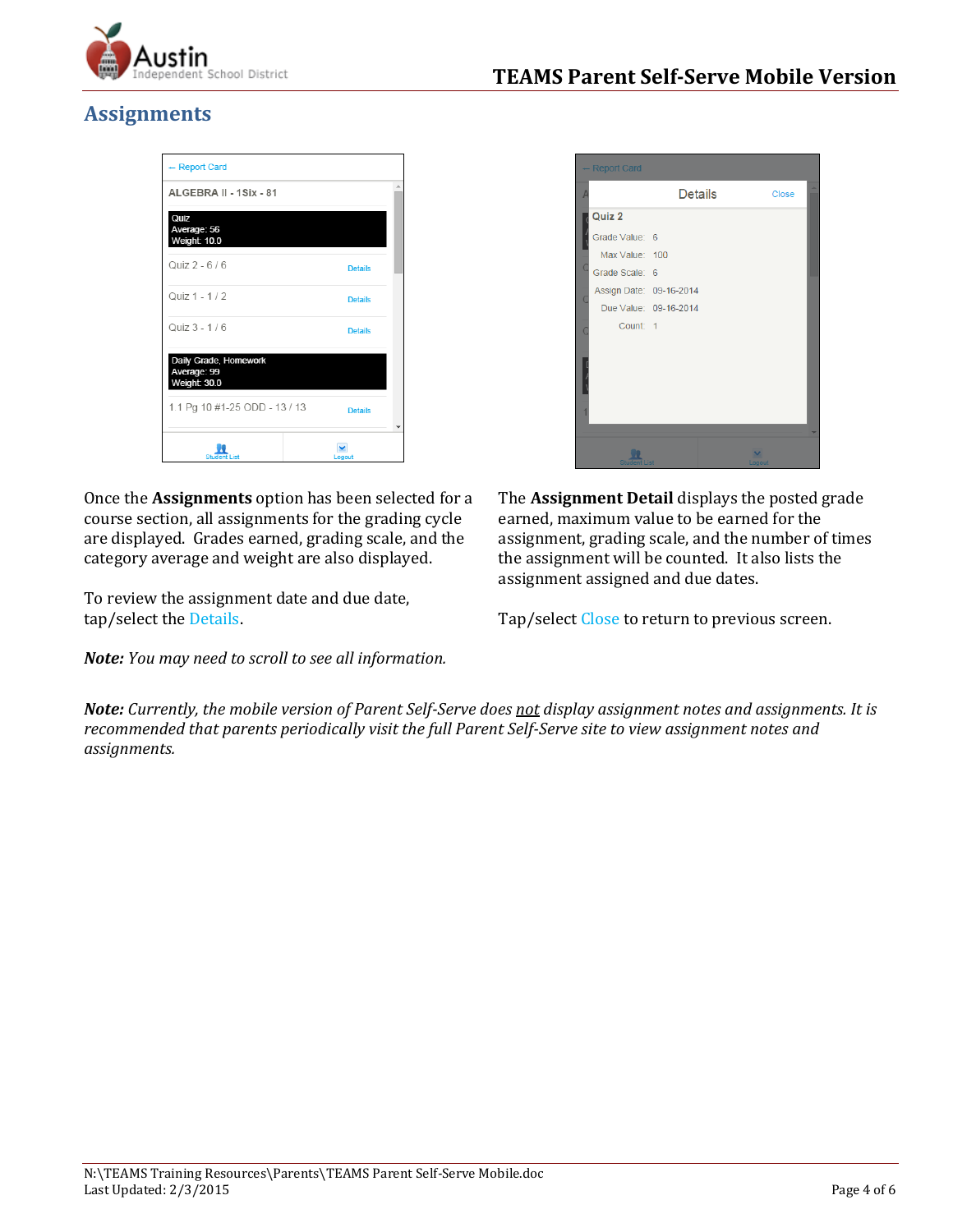## Assignments

Once the **Assignments** option has been selected for a course section, all assignments for the grading cycle are displayed. Grades earned, grading scale, and the category average and weight are also displayed.

To review the assignment date and due date, tap/select the Details.

***Note:*** *You may need to scroll to see all information.*

The **Assignment Detail** displays the posted grade earned, maximum value to be earned for the assignment, grading scale, and the number of times the assignment will be counted. It also lists the assignment assigned and due dates.

Tap/select Close to return to previous screen.

***Note:*** *Currently, the mobile version of Parent Self-Serve does not display assignment notes and assignments. It is recommended that parents periodically visit the full Parent Self-Serve site to view assignment notes and assignments.*

N:\TEAMS Training Resources\Parents\TEAMS Parent Self-Serve Mobile.doc
Last Updated: 2/3/2015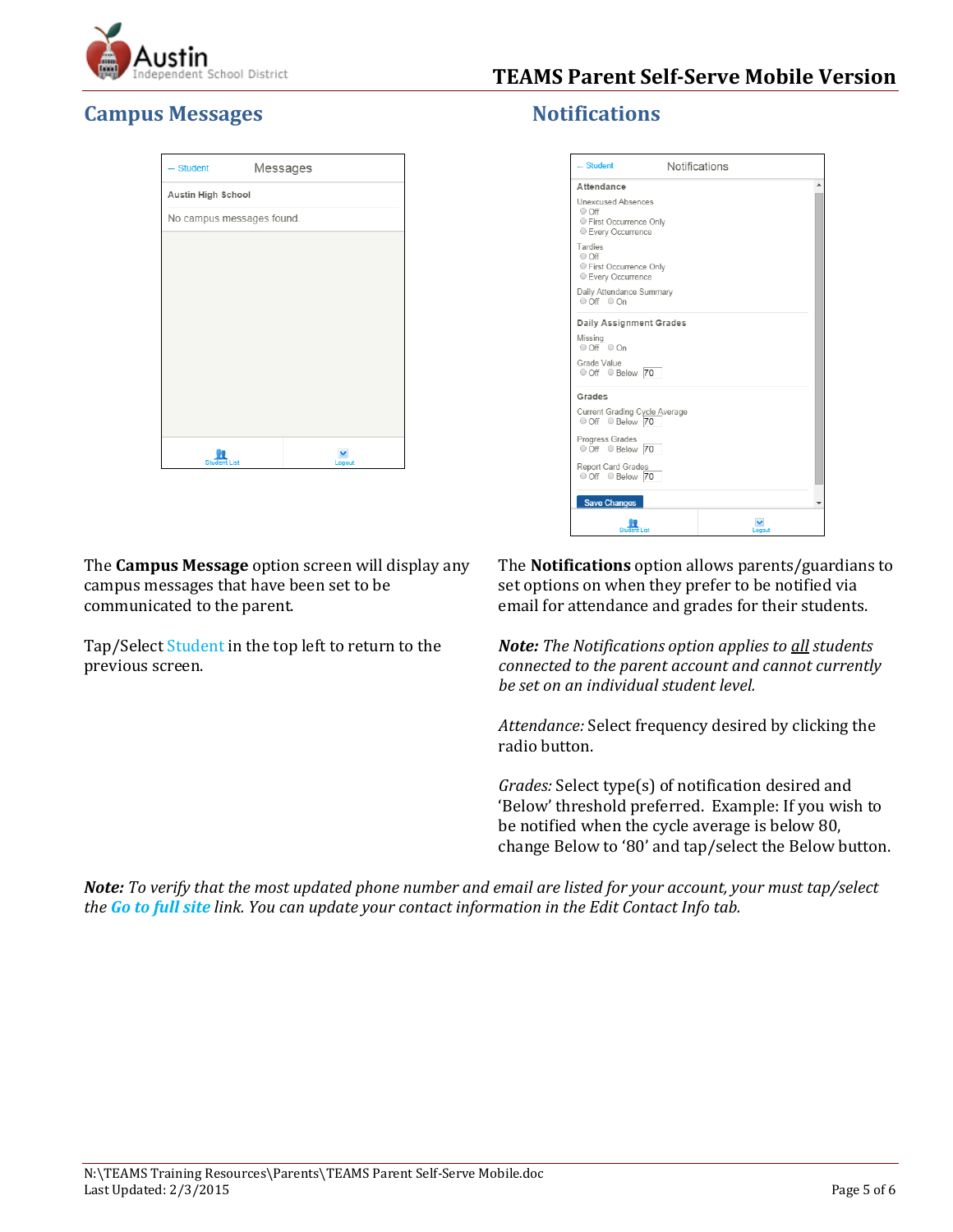## Campus Messages

The **Campus Message** option screen will display any campus messages that have been set to be communicated to the parent.

Tap/Select Student in the top left to return to the previous screen.

## Notifications

The **Notifications** option allows parents/guardians to set options on when they prefer to be notified via email for attendance and grades for their students.

***Note:** The Notifications option applies to all students connected to the parent account and cannot currently be set on an individual student level.*

*Attendance:* Select frequency desired by clicking the radio button.

*Grades:* Select type(s) of notification desired and 'Below' threshold preferred. Example: If you wish to be notified when the cycle average is below 80, change Below to '80' and tap/select the Below button.

***Note:** To verify that the most updated phone number and email are listed for your account, your must tap/select the **Go to full site** link. You can update your contact information in the Edit Contact Info tab.*

N:\TEAMS Training Resources\Parents\TEAMS Parent Self-Serve Mobile.doc
Last Updated: 2/3/2015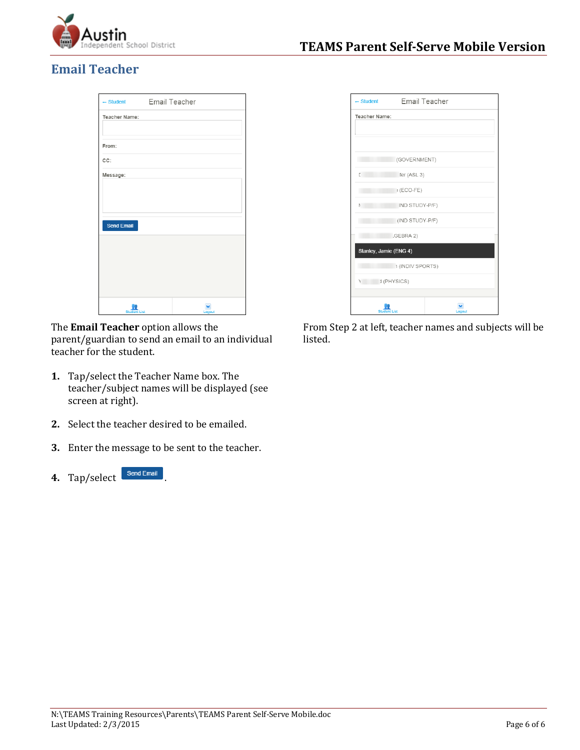## Email Teacher

The **Email Teacher** option allows the parent/guardian to send an email to an individual teacher for the student.

1. Tap/select the Teacher Name box. The teacher/subject names will be displayed (see screen at right).
2. Select the teacher desired to be emailed.
3. Enter the message to be sent to the teacher.
4. Tap/select Send Email.

From Step 2 at left, teacher names and subjects will be listed.